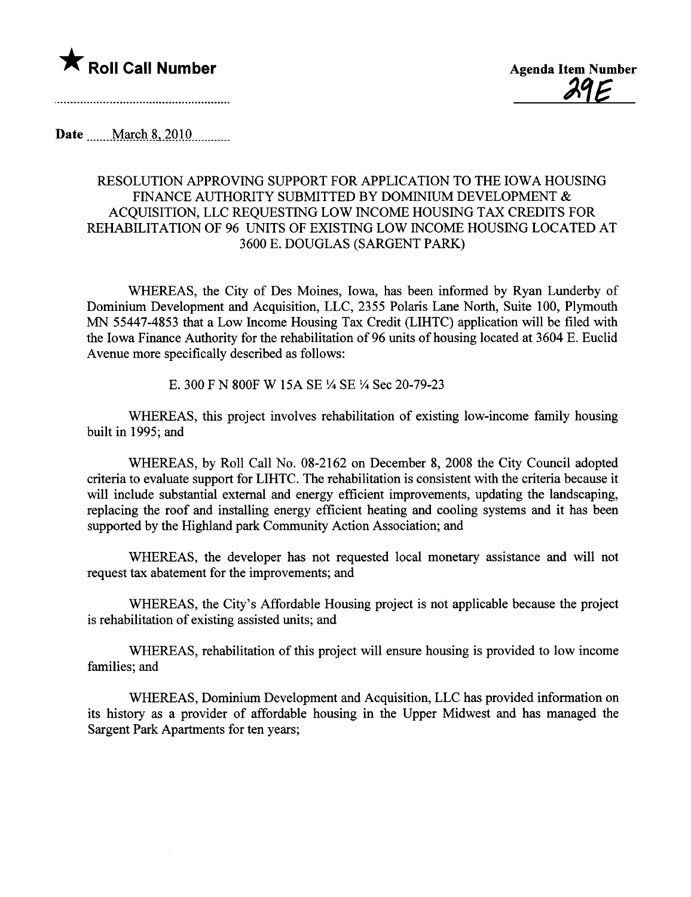★ **Roll Call Number**

Agenda Item Number
29E

Date March 8, 2010

RESOLUTION APPROVING SUPPORT FOR APPLICATION TO THE IOWA HOUSING FINANCE AUTHORITY SUBMITTED BY DOMINIUM DEVELOPMENT & ACQUISITION, LLC REQUESTING LOW INCOME HOUSING TAX CREDITS FOR REHABILITATION OF 96 UNITS OF EXISTING LOW INCOME HOUSING LOCATED AT 3600 E. DOUGLAS (SARGENT PARK)

WHEREAS, the City of Des Moines, Iowa, has been informed by Ryan Lunderby of Dominium Development and Acquisition, LLC, 2355 Polaris Lane North, Suite 100, Plymouth MN 55447-4853 that a Low Income Housing Tax Credit (LIHTC) application will be filed with the Iowa Finance Authority for the rehabilitation of 96 units of housing located at 3604 E. Euclid Avenue more specifically described as follows:

E. 300 F N 800F W 15A SE ¼ SE ¼ Sec 20-79-23

WHEREAS, this project involves rehabilitation of existing low-income family housing built in 1995; and

WHEREAS, by Roll Call No. 08-2162 on December 8, 2008 the City Council adopted criteria to evaluate support for LIHTC. The rehabilitation is consistent with the criteria because it will include substantial external and energy efficient improvements, updating the landscaping, replacing the roof and installing energy efficient heating and cooling systems and it has been supported by the Highland park Community Action Association; and

WHEREAS, the developer has not requested local monetary assistance and will not request tax abatement for the improvements; and

WHEREAS, the City's Affordable Housing project is not applicable because the project is rehabilitation of existing assisted units; and

WHEREAS, rehabilitation of this project will ensure housing is provided to low income families; and

WHEREAS, Dominium Development and Acquisition, LLC has provided information on its history as a provider of affordable housing in the Upper Midwest and has managed the Sargent Park Apartments for ten years;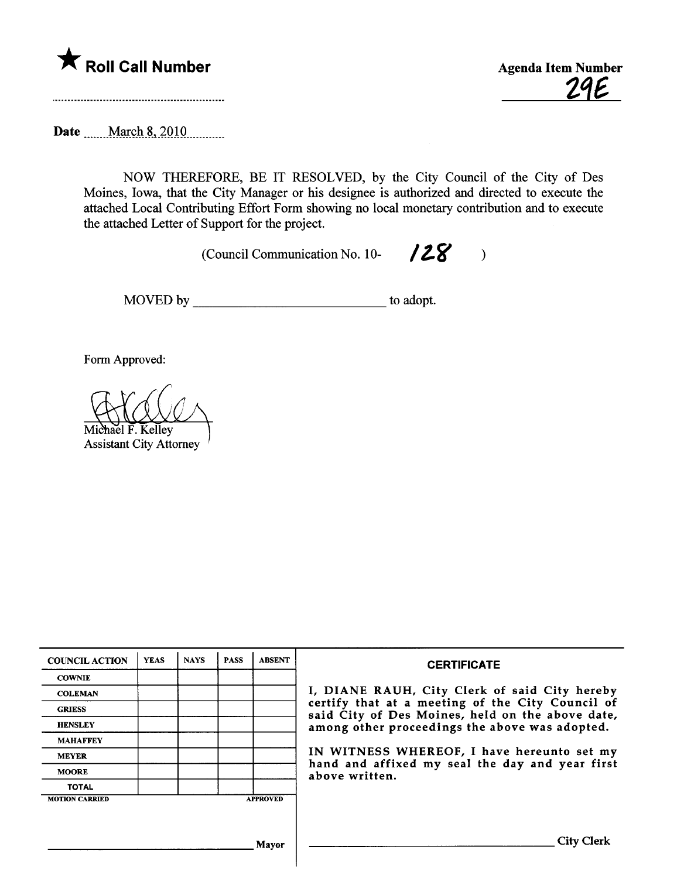★ **Roll Call Number**

..........................................................

**Agenda Item Number**

29E

Date ......March 8, 2010............

NOW THEREFORE, BE IT RESOLVED, by the City Council of the City of Des Moines, Iowa, that the City Manager or his designee is authorized and directed to execute the attached Local Contributing Effort Form showing no local monetary contribution and to execute the attached Letter of Support for the project.

(Council Communication No. 10- 128 )

MOVED by ____________________________ to adopt.

Form Approved:

Michael F. Kelley
Assistant City Attorney

| COUNCIL ACTION | YEAS | NAYS | PASS | ABSENT |
|---|---|---|---|---|
| COWNIE | | | | |
| COLEMAN | | | | |
| GRIESS | | | | |
| HENSLEY | | | | |
| MAHAFFEY | | | | |
| MEYER | | | | |
| MOORE | | | | |
| TOTAL | | | | |

MOTION CARRIED APPROVED

______________________________ Mayor

**CERTIFICATE**

I, DIANE RAUH, City Clerk of said City hereby certify that at a meeting of the City Council of said City of Des Moines, held on the above date, among other proceedings the above was adopted.

IN WITNESS WHEREOF, I have hereunto set my hand and affixed my seal the day and year first above written.

______________________________ City Clerk